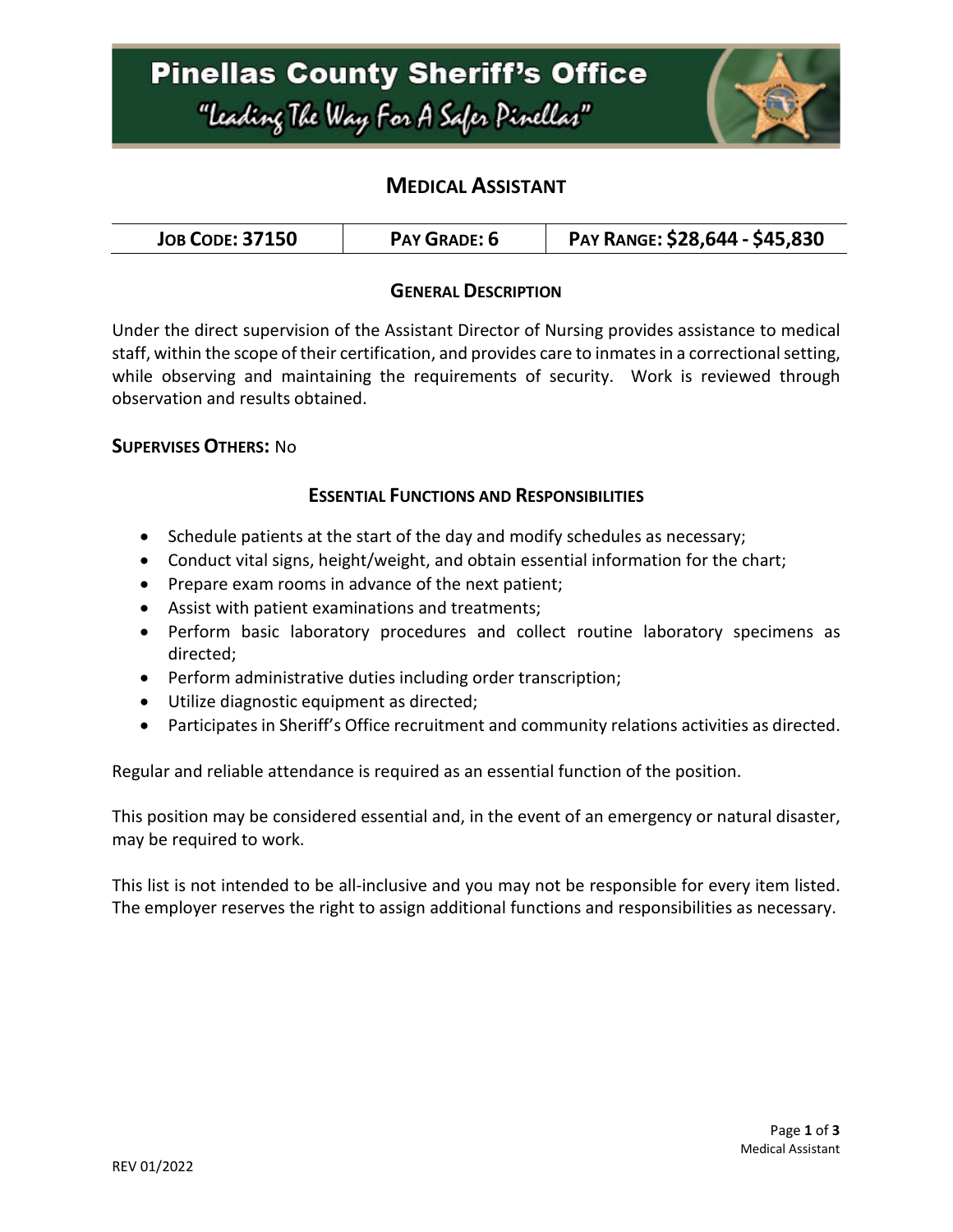# Pinellas County Sheriff's Office

*"Leading The Way For A Safer Pinellas"*

## Medical Assistant

| Job Code: 37150 | Pay Grade: 6 | Pay Range: $28,644 - $45,830 |
|---|---|---|

### General Description

Under the direct supervision of the Assistant Director of Nursing provides assistance to medical staff, within the scope of their certification, and provides care to inmates in a correctional setting, while observing and maintaining the requirements of security. Work is reviewed through observation and results obtained.

**Supervises Others:** No

### Essential Functions and Responsibilities

- Schedule patients at the start of the day and modify schedules as necessary;
- Conduct vital signs, height/weight, and obtain essential information for the chart;
- Prepare exam rooms in advance of the next patient;
- Assist with patient examinations and treatments;
- Perform basic laboratory procedures and collect routine laboratory specimens as directed;
- Perform administrative duties including order transcription;
- Utilize diagnostic equipment as directed;
- Participates in Sheriff's Office recruitment and community relations activities as directed.

Regular and reliable attendance is required as an essential function of the position.

This position may be considered essential and, in the event of an emergency or natural disaster, may be required to work.

This list is not intended to be all-inclusive and you may not be responsible for every item listed. The employer reserves the right to assign additional functions and responsibilities as necessary.

REV 01/2022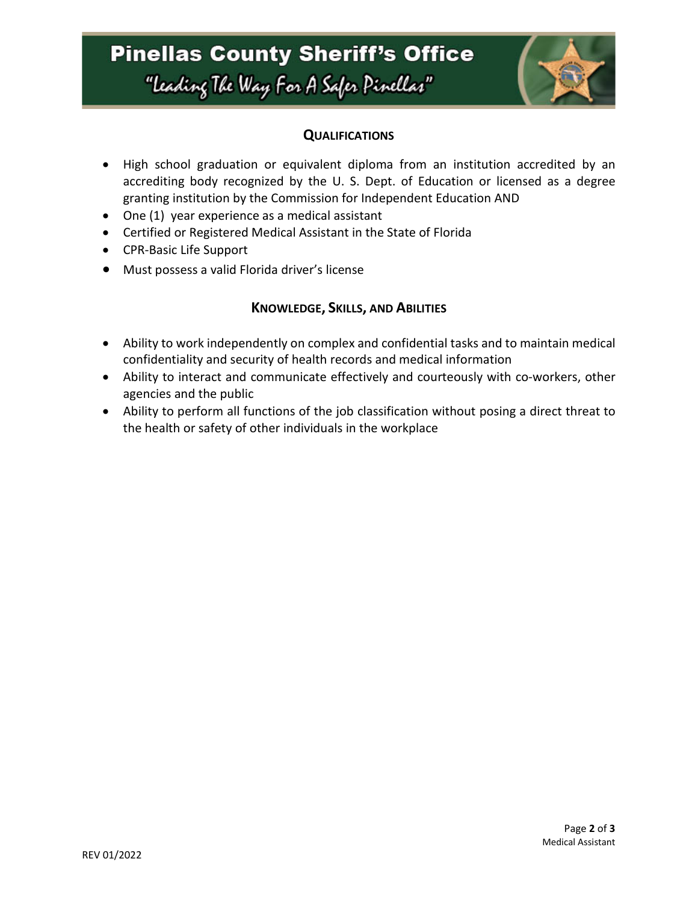## Qualifications

- High school graduation or equivalent diploma from an institution accredited by an accrediting body recognized by the U. S. Dept. of Education or licensed as a degree granting institution by the Commission for Independent Education AND
- One (1) year experience as a medical assistant
- Certified or Registered Medical Assistant in the State of Florida
- CPR-Basic Life Support
- Must possess a valid Florida driver's license

## Knowledge, Skills, and Abilities

- Ability to work independently on complex and confidential tasks and to maintain medical confidentiality and security of health records and medical information
- Ability to interact and communicate effectively and courteously with co-workers, other agencies and the public
- Ability to perform all functions of the job classification without posing a direct threat to the health or safety of other individuals in the workplace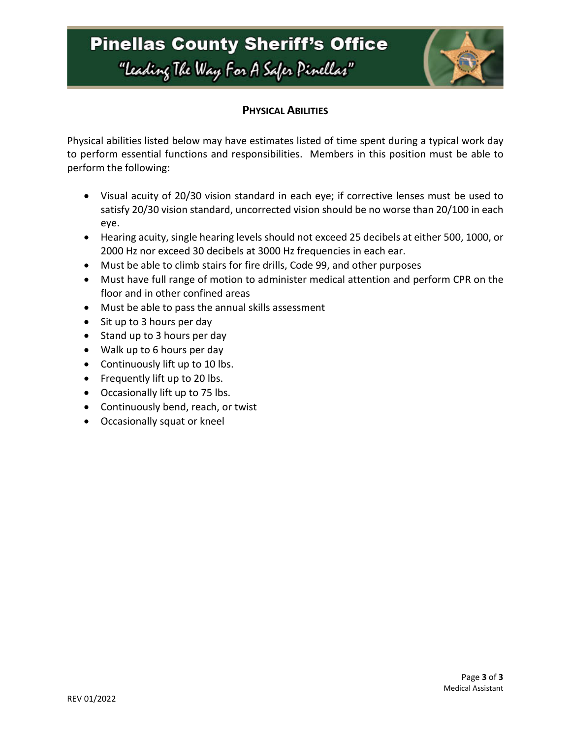## Physical Abilities

Physical abilities listed below may have estimates listed of time spent during a typical work day to perform essential functions and responsibilities. Members in this position must be able to perform the following:

- Visual acuity of 20/30 vision standard in each eye; if corrective lenses must be used to satisfy 20/30 vision standard, uncorrected vision should be no worse than 20/100 in each eye.
- Hearing acuity, single hearing levels should not exceed 25 decibels at either 500, 1000, or 2000 Hz nor exceed 30 decibels at 3000 Hz frequencies in each ear.
- Must be able to climb stairs for fire drills, Code 99, and other purposes
- Must have full range of motion to administer medical attention and perform CPR on the floor and in other confined areas
- Must be able to pass the annual skills assessment
- Sit up to 3 hours per day
- Stand up to 3 hours per day
- Walk up to 6 hours per day
- Continuously lift up to 10 lbs.
- Frequently lift up to 20 lbs.
- Occasionally lift up to 75 lbs.
- Continuously bend, reach, or twist
- Occasionally squat or kneel